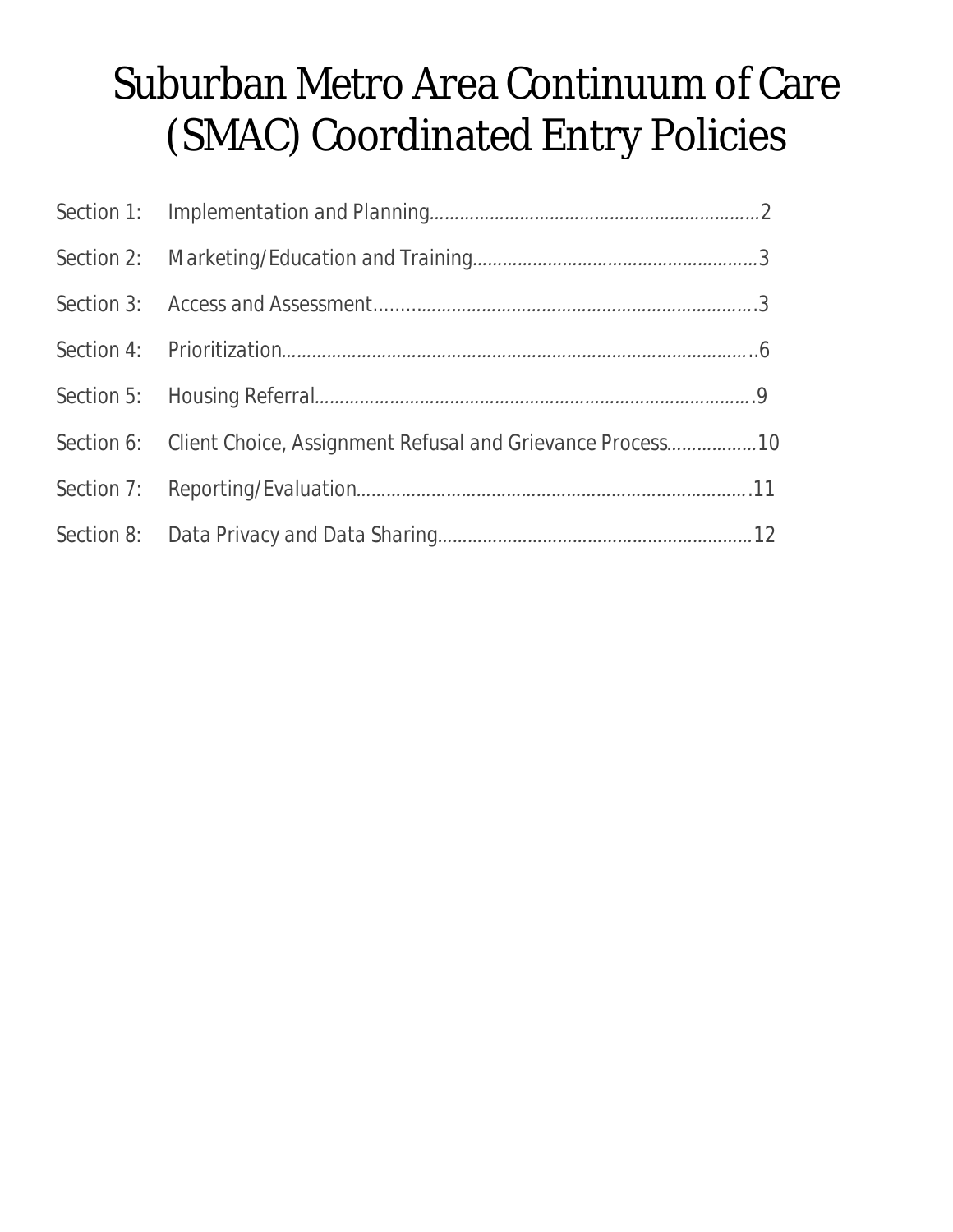# Suburban Metro Area Continuum of Care (SMAC) Coordinated Entry Policies

| | | |
|---|---|---|
| Section 1: | Implementation and Planning | 2 |
| Section 2: | Marketing/Education and Training | 3 |
| Section 3: | Access and Assessment | 3 |
| Section 4: | Prioritization | 6 |
| Section 5: | Housing Referral | 9 |
| Section 6: | Client Choice, Assignment Refusal and Grievance Process | 10 |
| Section 7: | Reporting/Evaluation | 11 |
| Section 8: | Data Privacy and Data Sharing | 12 |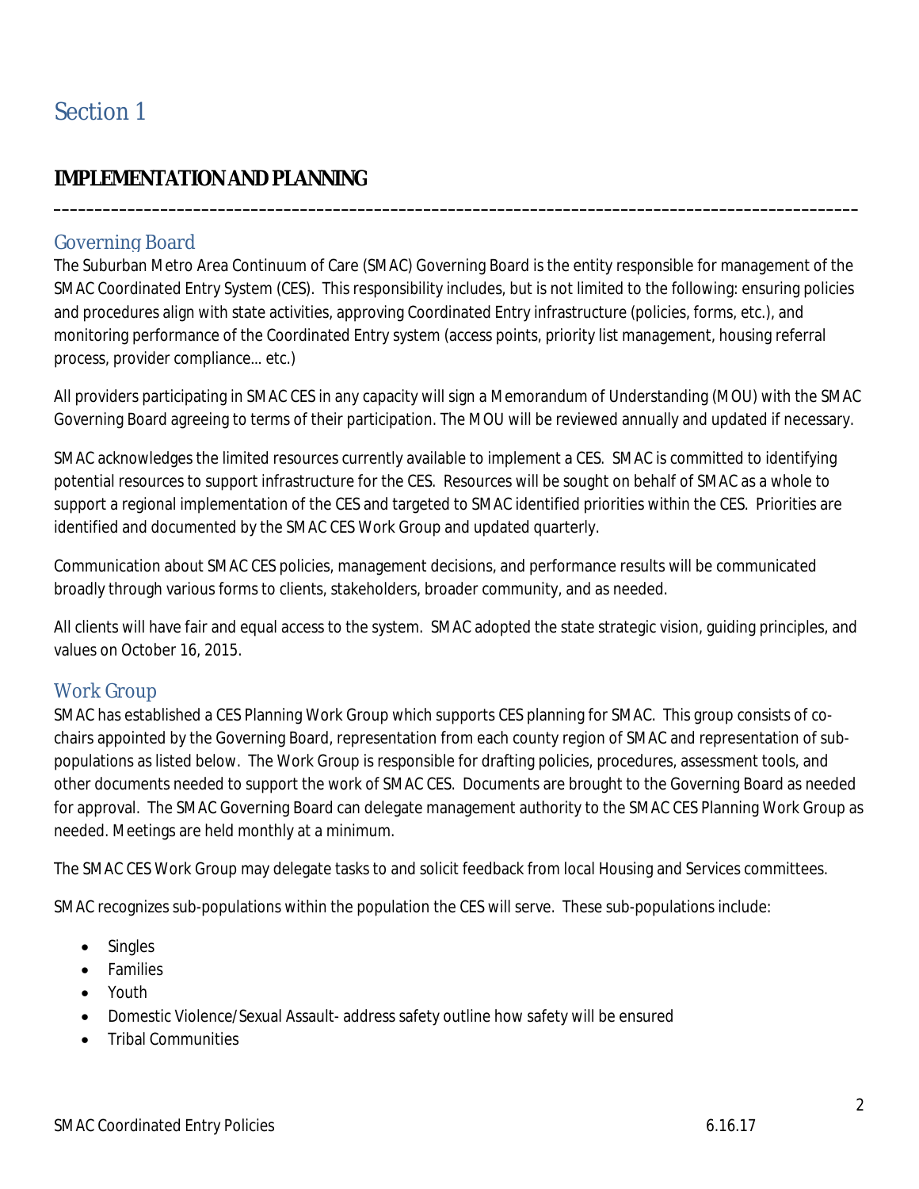# Section 1

## IMPLEMENTATION AND PLANNING

---

### Governing Board

The Suburban Metro Area Continuum of Care (SMAC) Governing Board is the entity responsible for management of the SMAC Coordinated Entry System (CES). This responsibility includes, but is not limited to the following: ensuring policies and procedures align with state activities, approving Coordinated Entry infrastructure (policies, forms, etc.), and monitoring performance of the Coordinated Entry system (access points, priority list management, housing referral process, provider compliance… etc.)

All providers participating in SMAC CES in any capacity will sign a Memorandum of Understanding (MOU) with the SMAC Governing Board agreeing to terms of their participation. The MOU will be reviewed annually and updated if necessary.

SMAC acknowledges the limited resources currently available to implement a CES. SMAC is committed to identifying potential resources to support infrastructure for the CES. Resources will be sought on behalf of SMAC as a whole to support a regional implementation of the CES and targeted to SMAC identified priorities within the CES. Priorities are identified and documented by the SMAC CES Work Group and updated quarterly.

Communication about SMAC CES policies, management decisions, and performance results will be communicated broadly through various forms to clients, stakeholders, broader community, and as needed.

All clients will have fair and equal access to the system. SMAC adopted the state strategic vision, guiding principles, and values on October 16, 2015.

### Work Group

SMAC has established a CES Planning Work Group which supports CES planning for SMAC. This group consists of co-chairs appointed by the Governing Board, representation from each county region of SMAC and representation of sub-populations as listed below. The Work Group is responsible for drafting policies, procedures, assessment tools, and other documents needed to support the work of SMAC CES. Documents are brought to the Governing Board as needed for approval. The SMAC Governing Board can delegate management authority to the SMAC CES Planning Work Group as needed. Meetings are held monthly at a minimum.

The SMAC CES Work Group may delegate tasks to and solicit feedback from local Housing and Services committees.

SMAC recognizes sub-populations within the population the CES will serve. These sub-populations include:

- Singles
- Families
- Youth
- Domestic Violence/Sexual Assault- address safety outline how safety will be ensured
- Tribal Communities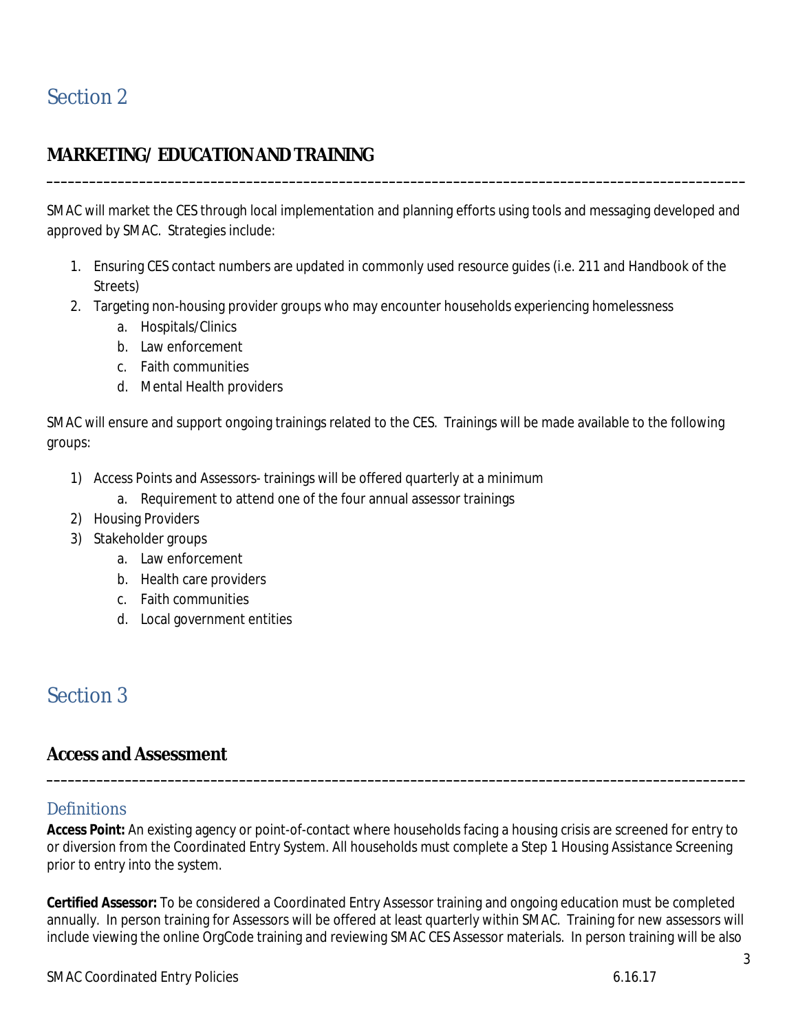# Section 2

## MARKETING/ EDUCATION AND TRAINING

---

SMAC will market the CES through local implementation and planning efforts using tools and messaging developed and approved by SMAC. Strategies include:

1. Ensuring CES contact numbers are updated in commonly used resource guides (i.e. 211 and Handbook of the Streets)
2. Targeting non-housing provider groups who may encounter households experiencing homelessness
    a. Hospitals/Clinics
    b. Law enforcement
    c. Faith communities
    d. Mental Health providers

SMAC will ensure and support ongoing trainings related to the CES. Trainings will be made available to the following groups:

1) Access Points and Assessors- trainings will be offered quarterly at a minimum
    a. Requirement to attend one of the four annual assessor trainings
2) Housing Providers
3) Stakeholder groups
    a. Law enforcement
    b. Health care providers
    c. Faith communities
    d. Local government entities

# Section 3

## Access and Assessment

---

### Definitions

**Access Point:** An existing agency or point-of-contact where households facing a housing crisis are screened for entry to or diversion from the Coordinated Entry System. All households must complete a Step 1 Housing Assistance Screening prior to entry into the system.

**Certified Assessor:** To be considered a Coordinated Entry Assessor training and ongoing education must be completed annually. In person training for Assessors will be offered at least quarterly within SMAC. Training for new assessors will include viewing the online OrgCode training and reviewing SMAC CES Assessor materials. In person training will be also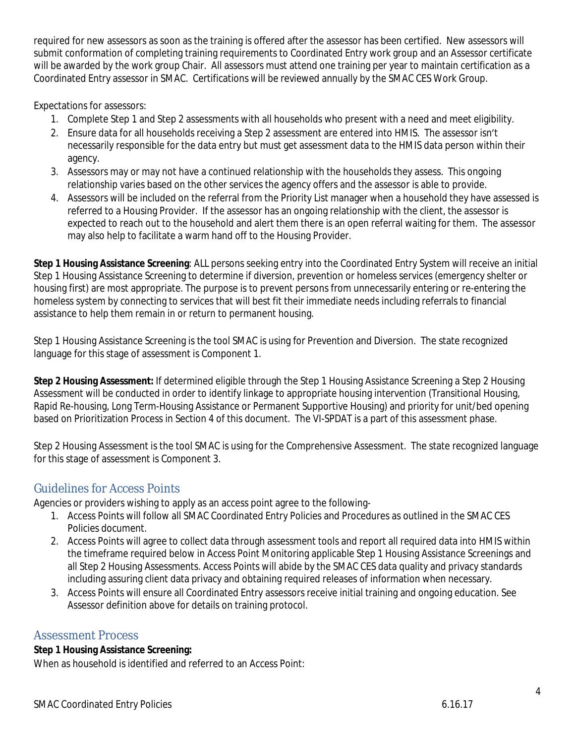required for new assessors as soon as the training is offered after the assessor has been certified. New assessors will submit conformation of completing training requirements to Coordinated Entry work group and an Assessor certificate will be awarded by the work group Chair. All assessors must attend one training per year to maintain certification as a Coordinated Entry assessor in SMAC. Certifications will be reviewed annually by the SMAC CES Work Group.

Expectations for assessors:

1. Complete Step 1 and Step 2 assessments with all households who present with a need and meet eligibility.
2. Ensure data for all households receiving a Step 2 assessment are entered into HMIS. The assessor isn't necessarily responsible for the data entry but must get assessment data to the HMIS data person within their agency.
3. Assessors may or may not have a continued relationship with the households they assess. This ongoing relationship varies based on the other services the agency offers and the assessor is able to provide.
4. Assessors will be included on the referral from the Priority List manager when a household they have assessed is referred to a Housing Provider. If the assessor has an ongoing relationship with the client, the assessor is expected to reach out to the household and alert them there is an open referral waiting for them. The assessor may also help to facilitate a warm hand off to the Housing Provider.

**Step 1 Housing Assistance Screening**: ALL persons seeking entry into the Coordinated Entry System will receive an initial Step 1 Housing Assistance Screening to determine if diversion, prevention or homeless services (emergency shelter or housing first) are most appropriate. The purpose is to prevent persons from unnecessarily entering or re-entering the homeless system by connecting to services that will best fit their immediate needs including referrals to financial assistance to help them remain in or return to permanent housing.

Step 1 Housing Assistance Screening is the tool SMAC is using for Prevention and Diversion. The state recognized language for this stage of assessment is Component 1.

**Step 2 Housing Assessment:** If determined eligible through the Step 1 Housing Assistance Screening a Step 2 Housing Assessment will be conducted in order to identify linkage to appropriate housing intervention (Transitional Housing, Rapid Re-housing, Long Term-Housing Assistance or Permanent Supportive Housing) and priority for unit/bed opening based on Prioritization Process in Section 4 of this document. The VI-SPDAT is a part of this assessment phase.

Step 2 Housing Assessment is the tool SMAC is using for the Comprehensive Assessment. The state recognized language for this stage of assessment is Component 3.

## Guidelines for Access Points

Agencies or providers wishing to apply as an access point agree to the following-

1. Access Points will follow all SMAC Coordinated Entry Policies and Procedures as outlined in the SMAC CES Policies document.
2. Access Points will agree to collect data through assessment tools and report all required data into HMIS within the timeframe required below in Access Point Monitoring applicable Step 1 Housing Assistance Screenings and all Step 2 Housing Assessments. Access Points will abide by the SMAC CES data quality and privacy standards including assuring client data privacy and obtaining required releases of information when necessary.
3. Access Points will ensure all Coordinated Entry assessors receive initial training and ongoing education. See Assessor definition above for details on training protocol.

## Assessment Process

**Step 1 Housing Assistance Screening:**

When as household is identified and referred to an Access Point: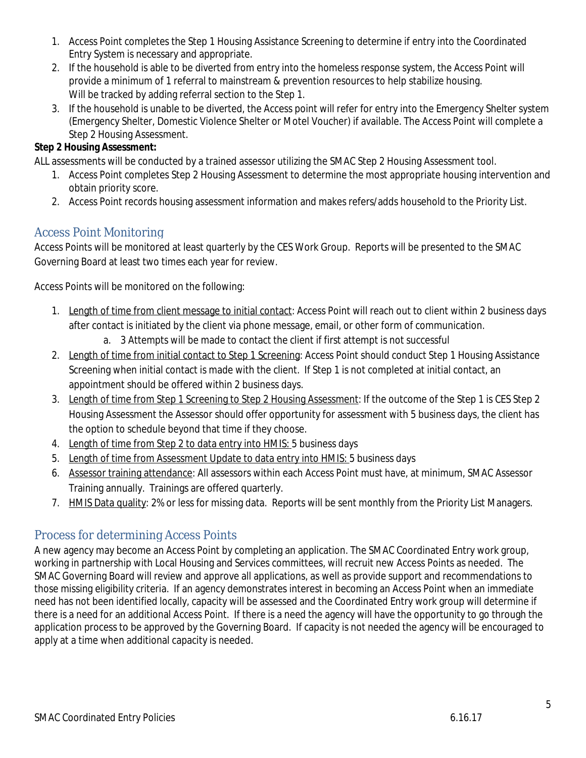1. Access Point completes the Step 1 Housing Assistance Screening to determine if entry into the Coordinated Entry System is necessary and appropriate.
2. If the household is able to be diverted from entry into the homeless response system, the Access Point will provide a minimum of 1 referral to mainstream & prevention resources to help stabilize housing. Will be tracked by adding referral section to the Step 1.
3. If the household is unable to be diverted, the Access point will refer for entry into the Emergency Shelter system (Emergency Shelter, Domestic Violence Shelter or Motel Voucher) if available. The Access Point will complete a Step 2 Housing Assessment.

**Step 2 Housing Assessment:**

ALL assessments will be conducted by a trained assessor utilizing the SMAC Step 2 Housing Assessment tool.

1. Access Point completes Step 2 Housing Assessment to determine the most appropriate housing intervention and obtain priority score.
2. Access Point records housing assessment information and makes refers/adds household to the Priority List.

## Access Point Monitoring

Access Points will be monitored at least quarterly by the CES Work Group. Reports will be presented to the SMAC Governing Board at least two times each year for review.

Access Points will be monitored on the following:

1. Length of time from client message to initial contact: Access Point will reach out to client within 2 business days after contact is initiated by the client via phone message, email, or other form of communication.
   a. 3 Attempts will be made to contact the client if first attempt is not successful
2. Length of time from initial contact to Step 1 Screening: Access Point should conduct Step 1 Housing Assistance Screening when initial contact is made with the client. If Step 1 is not completed at initial contact, an appointment should be offered within 2 business days.
3. Length of time from Step 1 Screening to Step 2 Housing Assessment: If the outcome of the Step 1 is CES Step 2 Housing Assessment the Assessor should offer opportunity for assessment with 5 business days, the client has the option to schedule beyond that time if they choose.
4. Length of time from Step 2 to data entry into HMIS: 5 business days
5. Length of time from Assessment Update to data entry into HMIS: 5 business days
6. Assessor training attendance: All assessors within each Access Point must have, at minimum, SMAC Assessor Training annually. Trainings are offered quarterly.
7. HMIS Data quality: 2% or less for missing data. Reports will be sent monthly from the Priority List Managers.

## Process for determining Access Points

A new agency may become an Access Point by completing an application. The SMAC Coordinated Entry work group, working in partnership with Local Housing and Services committees, will recruit new Access Points as needed. The SMAC Governing Board will review and approve all applications, as well as provide support and recommendations to those missing eligibility criteria. If an agency demonstrates interest in becoming an Access Point when an immediate need has not been identified locally, capacity will be assessed and the Coordinated Entry work group will determine if there is a need for an additional Access Point. If there is a need the agency will have the opportunity to go through the application process to be approved by the Governing Board. If capacity is not needed the agency will be encouraged to apply at a time when additional capacity is needed.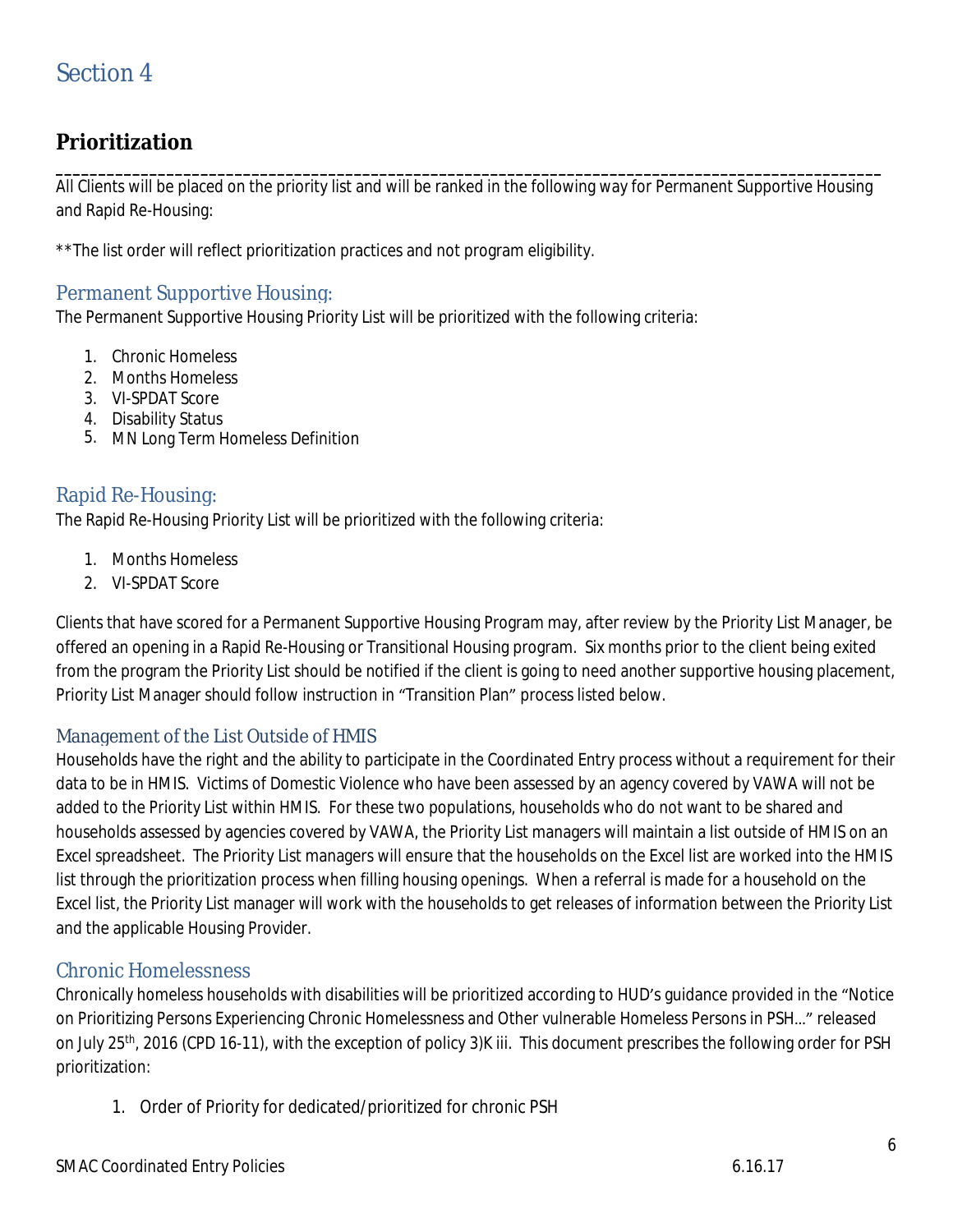# Section 4

## Prioritization

All Clients will be placed on the priority list and will be ranked in the following way for Permanent Supportive Housing and Rapid Re-Housing:

**The list order will reflect prioritization practices and not program eligibility.

### Permanent Supportive Housing:

The Permanent Supportive Housing Priority List will be prioritized with the following criteria:

1. Chronic Homeless
2. Months Homeless
3. VI-SPDAT Score
4. Disability Status
5. MN Long Term Homeless Definition

### Rapid Re-Housing:

The Rapid Re-Housing Priority List will be prioritized with the following criteria:

1. Months Homeless
2. VI-SPDAT Score

Clients that have scored for a Permanent Supportive Housing Program may, after review by the Priority List Manager, be offered an opening in a Rapid Re-Housing or Transitional Housing program. Six months prior to the client being exited from the program the Priority List should be notified if the client is going to need another supportive housing placement, Priority List Manager should follow instruction in "Transition Plan" process listed below.

### Management of the List Outside of HMIS

Households have the right and the ability to participate in the Coordinated Entry process without a requirement for their data to be in HMIS. Victims of Domestic Violence who have been assessed by an agency covered by VAWA will not be added to the Priority List within HMIS. For these two populations, households who do not want to be shared and households assessed by agencies covered by VAWA, the Priority List managers will maintain a list outside of HMIS on an Excel spreadsheet. The Priority List managers will ensure that the households on the Excel list are worked into the HMIS list through the prioritization process when filling housing openings. When a referral is made for a household on the Excel list, the Priority List manager will work with the households to get releases of information between the Priority List and the applicable Housing Provider.

### Chronic Homelessness

Chronically homeless households with disabilities will be prioritized according to HUD's guidance provided in the "Notice on Prioritizing Persons Experiencing Chronic Homelessness and Other vulnerable Homeless Persons in PSH…" released on July 25th, 2016 (CPD 16-11), with the exception of policy 3)K iii. This document prescribes the following order for PSH prioritization:

1. Order of Priority for dedicated/prioritized for chronic PSH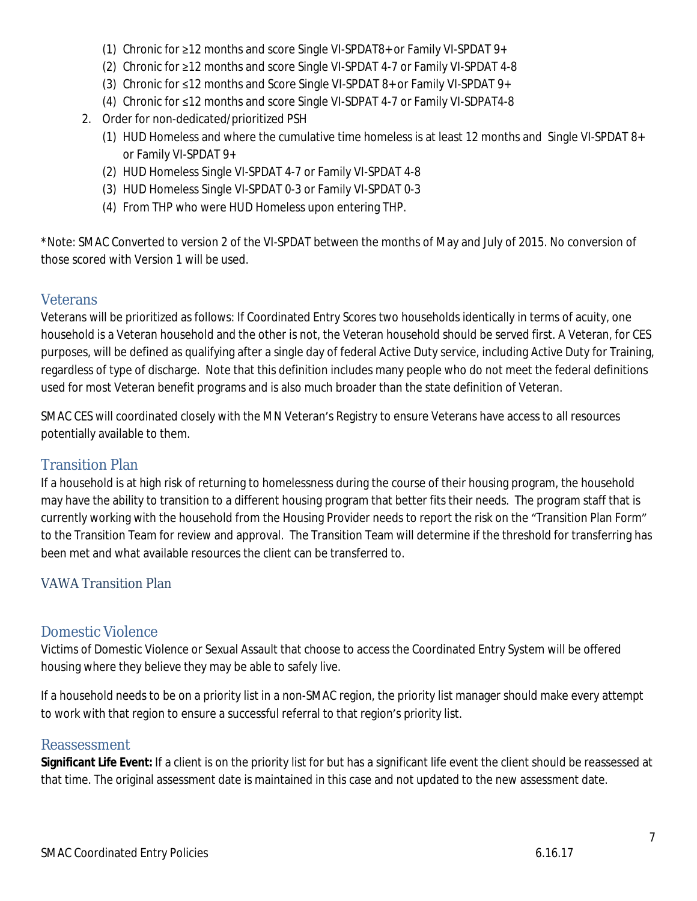(1) Chronic for ≥12 months and score Single VI-SPDAT8+ or Family VI-SPDAT 9+
   (2) Chronic for ≥12 months and score Single VI-SPDAT 4-7 or Family VI-SPDAT 4-8
   (3) Chronic for ≤12 months and Score Single VI-SPDAT 8+ or Family VI-SPDAT 9+
   (4) Chronic for ≤12 months and score Single VI-SDPAT 4-7 or Family VI-SDPAT4-8

2. Order for non-dedicated/prioritized PSH
   (1) HUD Homeless and where the cumulative time homeless is at least 12 months and Single VI-SPDAT 8+ or Family VI-SPDAT 9+
   (2) HUD Homeless Single VI-SPDAT 4-7 or Family VI-SPDAT 4-8
   (3) HUD Homeless Single VI-SPDAT 0-3 or Family VI-SPDAT 0-3
   (4) From THP who were HUD Homeless upon entering THP.

*Note: SMAC Converted to version 2 of the VI-SPDAT between the months of May and July of 2015. No conversion of those scored with Version 1 will be used.

## Veterans

Veterans will be prioritized as follows: If Coordinated Entry Scores two households identically in terms of acuity, one household is a Veteran household and the other is not, the Veteran household should be served first. A Veteran, for CES purposes, will be defined as qualifying after a single day of federal Active Duty service, including Active Duty for Training, regardless of type of discharge. Note that this definition includes many people who do not meet the federal definitions used for most Veteran benefit programs and is also much broader than the state definition of Veteran.

SMAC CES will coordinated closely with the MN Veteran's Registry to ensure Veterans have access to all resources potentially available to them.

## Transition Plan

If a household is at high risk of returning to homelessness during the course of their housing program, the household may have the ability to transition to a different housing program that better fits their needs. The program staff that is currently working with the household from the Housing Provider needs to report the risk on the "Transition Plan Form" to the Transition Team for review and approval. The Transition Team will determine if the threshold for transferring has been met and what available resources the client can be transferred to.

### VAWA Transition Plan

## Domestic Violence

Victims of Domestic Violence or Sexual Assault that choose to access the Coordinated Entry System will be offered housing where they believe they may be able to safely live.

If a household needs to be on a priority list in a non-SMAC region, the priority list manager should make every attempt to work with that region to ensure a successful referral to that region's priority list.

## Reassessment

**Significant Life Event:** If a client is on the priority list for but has a significant life event the client should be reassessed at that time. The original assessment date is maintained in this case and not updated to the new assessment date.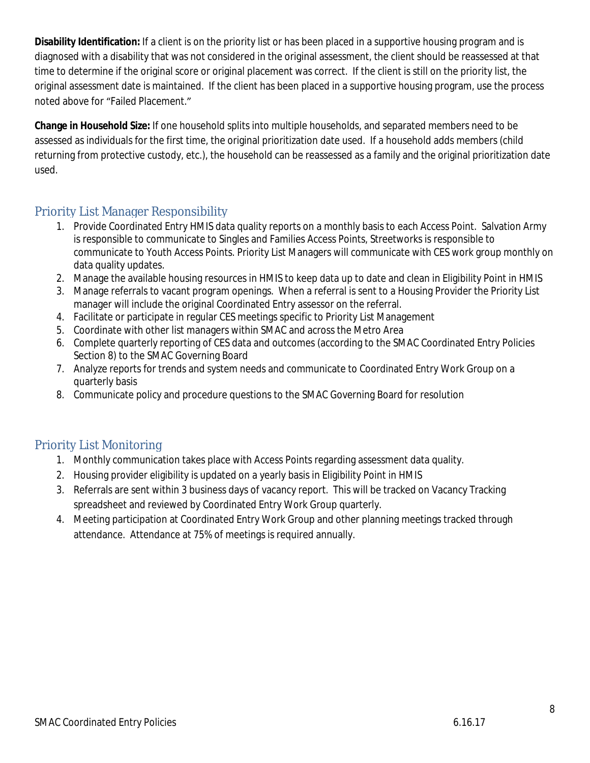**Disability Identification:** If a client is on the priority list or has been placed in a supportive housing program and is diagnosed with a disability that was not considered in the original assessment, the client should be reassessed at that time to determine if the original score or original placement was correct. If the client is still on the priority list, the original assessment date is maintained. If the client has been placed in a supportive housing program, use the process noted above for "Failed Placement."

**Change in Household Size:** If one household splits into multiple households, and separated members need to be assessed as individuals for the first time, the original prioritization date used. If a household adds members (child returning from protective custody, etc.), the household can be reassessed as a family and the original prioritization date used.

## Priority List Manager Responsibility

1. Provide Coordinated Entry HMIS data quality reports on a monthly basis to each Access Point. Salvation Army is responsible to communicate to Singles and Families Access Points, Streetworks is responsible to communicate to Youth Access Points. Priority List Managers will communicate with CES work group monthly on data quality updates.
2. Manage the available housing resources in HMIS to keep data up to date and clean in Eligibility Point in HMIS
3. Manage referrals to vacant program openings. When a referral is sent to a Housing Provider the Priority List manager will include the original Coordinated Entry assessor on the referral.
4. Facilitate or participate in regular CES meetings specific to Priority List Management
5. Coordinate with other list managers within SMAC and across the Metro Area
6. Complete quarterly reporting of CES data and outcomes (according to the SMAC Coordinated Entry Policies Section 8) to the SMAC Governing Board
7. Analyze reports for trends and system needs and communicate to Coordinated Entry Work Group on a quarterly basis
8. Communicate policy and procedure questions to the SMAC Governing Board for resolution

## Priority List Monitoring

1. Monthly communication takes place with Access Points regarding assessment data quality.
2. Housing provider eligibility is updated on a yearly basis in Eligibility Point in HMIS
3. Referrals are sent within 3 business days of vacancy report. This will be tracked on Vacancy Tracking spreadsheet and reviewed by Coordinated Entry Work Group quarterly.
4. Meeting participation at Coordinated Entry Work Group and other planning meetings tracked through attendance. Attendance at 75% of meetings is required annually.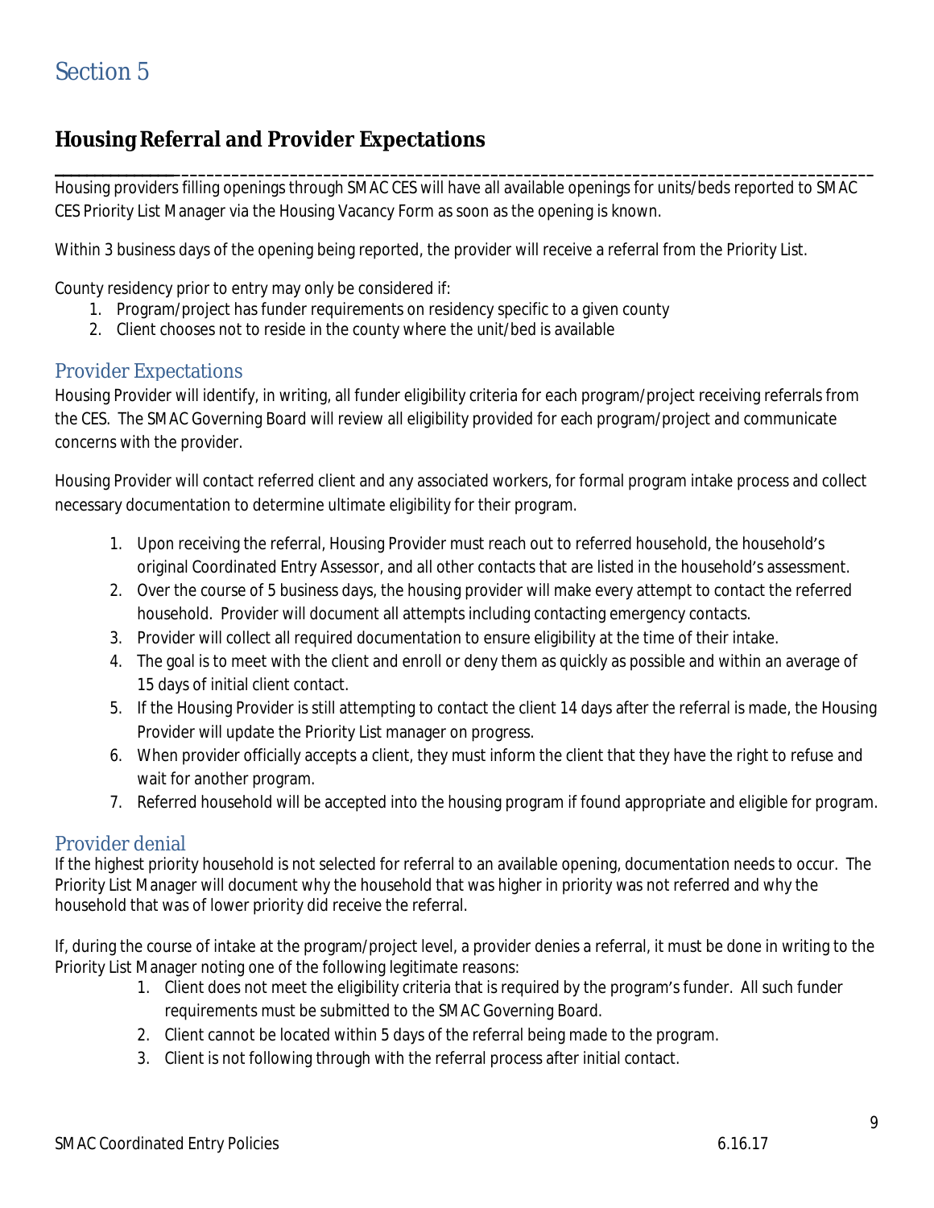# Section 5

## Housing Referral and Provider Expectations

Housing providers filling openings through SMAC CES will have all available openings for units/beds reported to SMAC CES Priority List Manager via the Housing Vacancy Form as soon as the opening is known.

Within 3 business days of the opening being reported, the provider will receive a referral from the Priority List.

County residency prior to entry may only be considered if:

1. Program/project has funder requirements on residency specific to a given county
2. Client chooses not to reside in the county where the unit/bed is available

### Provider Expectations

Housing Provider will identify, in writing, all funder eligibility criteria for each program/project receiving referrals from the CES. The SMAC Governing Board will review all eligibility provided for each program/project and communicate concerns with the provider.

Housing Provider will contact referred client and any associated workers, for formal program intake process and collect necessary documentation to determine ultimate eligibility for their program.

1. Upon receiving the referral, Housing Provider must reach out to referred household, the household's original Coordinated Entry Assessor, and all other contacts that are listed in the household's assessment.
2. Over the course of 5 business days, the housing provider will make every attempt to contact the referred household. Provider will document all attempts including contacting emergency contacts.
3. Provider will collect all required documentation to ensure eligibility at the time of their intake.
4. The goal is to meet with the client and enroll or deny them as quickly as possible and within an average of 15 days of initial client contact.
5. If the Housing Provider is still attempting to contact the client 14 days after the referral is made, the Housing Provider will update the Priority List manager on progress.
6. When provider officially accepts a client, they must inform the client that they have the right to refuse and wait for another program.
7. Referred household will be accepted into the housing program if found appropriate and eligible for program.

### Provider denial

If the highest priority household is not selected for referral to an available opening, documentation needs to occur. The Priority List Manager will document why the household that was higher in priority was not referred and why the household that was of lower priority did receive the referral.

If, during the course of intake at the program/project level, a provider denies a referral, it must be done in writing to the Priority List Manager noting one of the following legitimate reasons:

1. Client does not meet the eligibility criteria that is required by the program's funder. All such funder requirements must be submitted to the SMAC Governing Board.
2. Client cannot be located within 5 days of the referral being made to the program.
3. Client is not following through with the referral process after initial contact.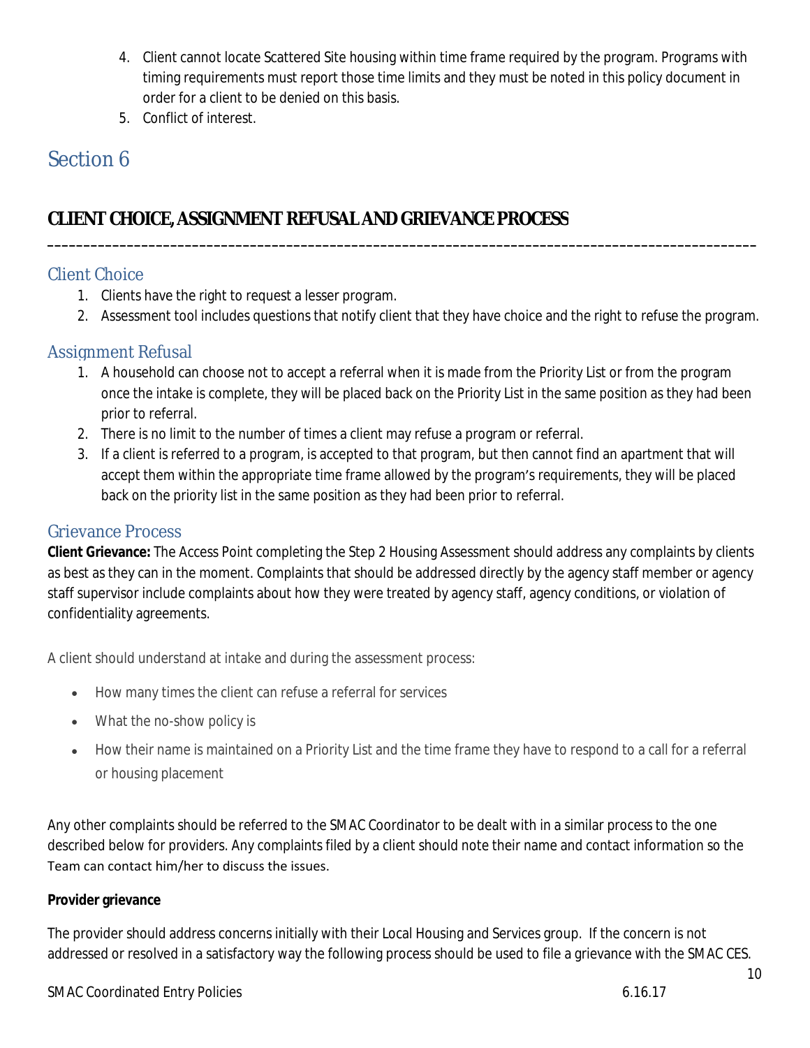4. Client cannot locate Scattered Site housing within time frame required by the program. Programs with timing requirements must report those time limits and they must be noted in this policy document in order for a client to be denied on this basis.
5. Conflict of interest.

# Section 6

## CLIENT CHOICE, ASSIGNMENT REFUSAL AND GRIEVANCE PROCESS

---

### Client Choice

1. Clients have the right to request a lesser program.
2. Assessment tool includes questions that notify client that they have choice and the right to refuse the program.

### Assignment Refusal

1. A household can choose not to accept a referral when it is made from the Priority List or from the program once the intake is complete, they will be placed back on the Priority List in the same position as they had been prior to referral.
2. There is no limit to the number of times a client may refuse a program or referral.
3. If a client is referred to a program, is accepted to that program, but then cannot find an apartment that will accept them within the appropriate time frame allowed by the program's requirements, they will be placed back on the priority list in the same position as they had been prior to referral.

### Grievance Process

**Client Grievance:** The Access Point completing the Step 2 Housing Assessment should address any complaints by clients as best as they can in the moment. Complaints that should be addressed directly by the agency staff member or agency staff supervisor include complaints about how they were treated by agency staff, agency conditions, or violation of confidentiality agreements.

A client should understand at intake and during the assessment process:

- How many times the client can refuse a referral for services
- What the no-show policy is
- How their name is maintained on a Priority List and the time frame they have to respond to a call for a referral or housing placement

Any other complaints should be referred to the SMAC Coordinator to be dealt with in a similar process to the one described below for providers. Any complaints filed by a client should note their name and contact information so the Team can contact him/her to discuss the issues.

**Provider grievance**

The provider should address concerns initially with their Local Housing and Services group. If the concern is not addressed or resolved in a satisfactory way the following process should be used to file a grievance with the SMAC CES.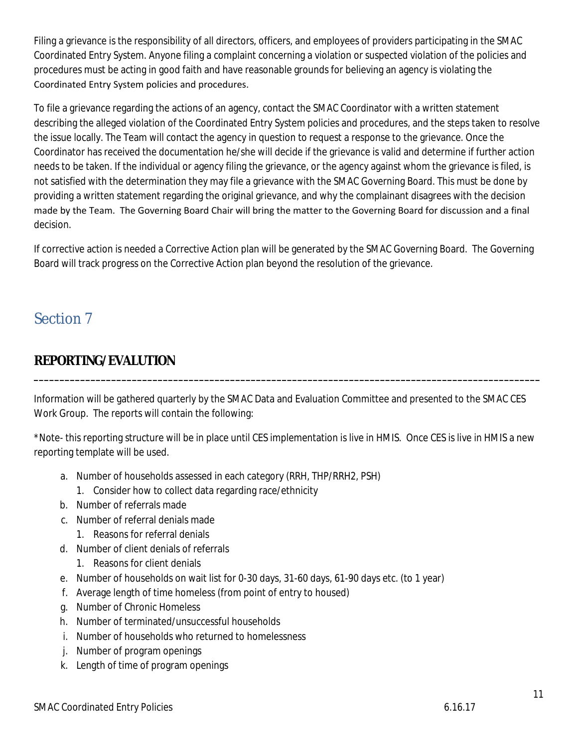Filing a grievance is the responsibility of all directors, officers, and employees of providers participating in the SMAC Coordinated Entry System. Anyone filing a complaint concerning a violation or suspected violation of the policies and procedures must be acting in good faith and have reasonable grounds for believing an agency is violating the Coordinated Entry System policies and procedures.

To file a grievance regarding the actions of an agency, contact the SMAC Coordinator with a written statement describing the alleged violation of the Coordinated Entry System policies and procedures, and the steps taken to resolve the issue locally. The Team will contact the agency in question to request a response to the grievance. Once the Coordinator has received the documentation he/she will decide if the grievance is valid and determine if further action needs to be taken. If the individual or agency filing the grievance, or the agency against whom the grievance is filed, is not satisfied with the determination they may file a grievance with the SMAC Governing Board. This must be done by providing a written statement regarding the original grievance, and why the complainant disagrees with the decision made by the Team. The Governing Board Chair will bring the matter to the Governing Board for discussion and a final decision.

If corrective action is needed a Corrective Action plan will be generated by the SMAC Governing Board. The Governing Board will track progress on the Corrective Action plan beyond the resolution of the grievance.

# Section 7

## REPORTING/EVALUTION

Information will be gathered quarterly by the SMAC Data and Evaluation Committee and presented to the SMAC CES Work Group. The reports will contain the following:

*Note- this reporting structure will be in place until CES implementation is live in HMIS. Once CES is live in HMIS a new reporting template will be used.

a. Number of households assessed in each category (RRH, THP/RRH2, PSH)
    1. Consider how to collect data regarding race/ethnicity
b. Number of referrals made
c. Number of referral denials made
    1. Reasons for referral denials
d. Number of client denials of referrals
    1. Reasons for client denials
e. Number of households on wait list for 0-30 days, 31-60 days, 61-90 days etc. (to 1 year)
f. Average length of time homeless (from point of entry to housed)
g. Number of Chronic Homeless
h. Number of terminated/unsuccessful households
i. Number of households who returned to homelessness
j. Number of program openings
k. Length of time of program openings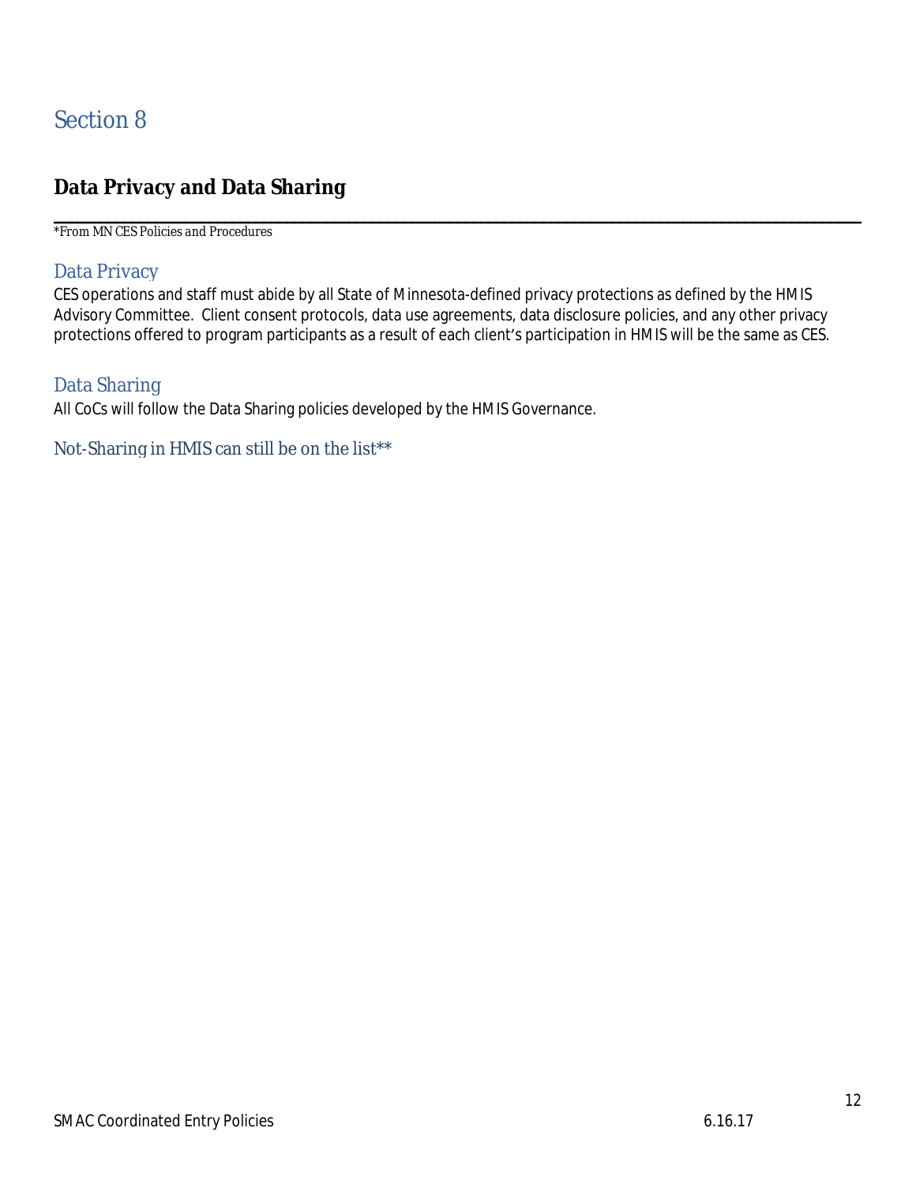# Section 8

## Data Privacy and Data Sharing

*From MN CES Policies and Procedures

### Data Privacy

CES operations and staff must abide by all State of Minnesota-defined privacy protections as defined by the HMIS Advisory Committee. Client consent protocols, data use agreements, data disclosure policies, and any other privacy protections offered to program participants as a result of each client's participation in HMIS will be the same as CES.

### Data Sharing

All CoCs will follow the Data Sharing policies developed by the HMIS Governance.

### Not-Sharing in HMIS can still be on the list**